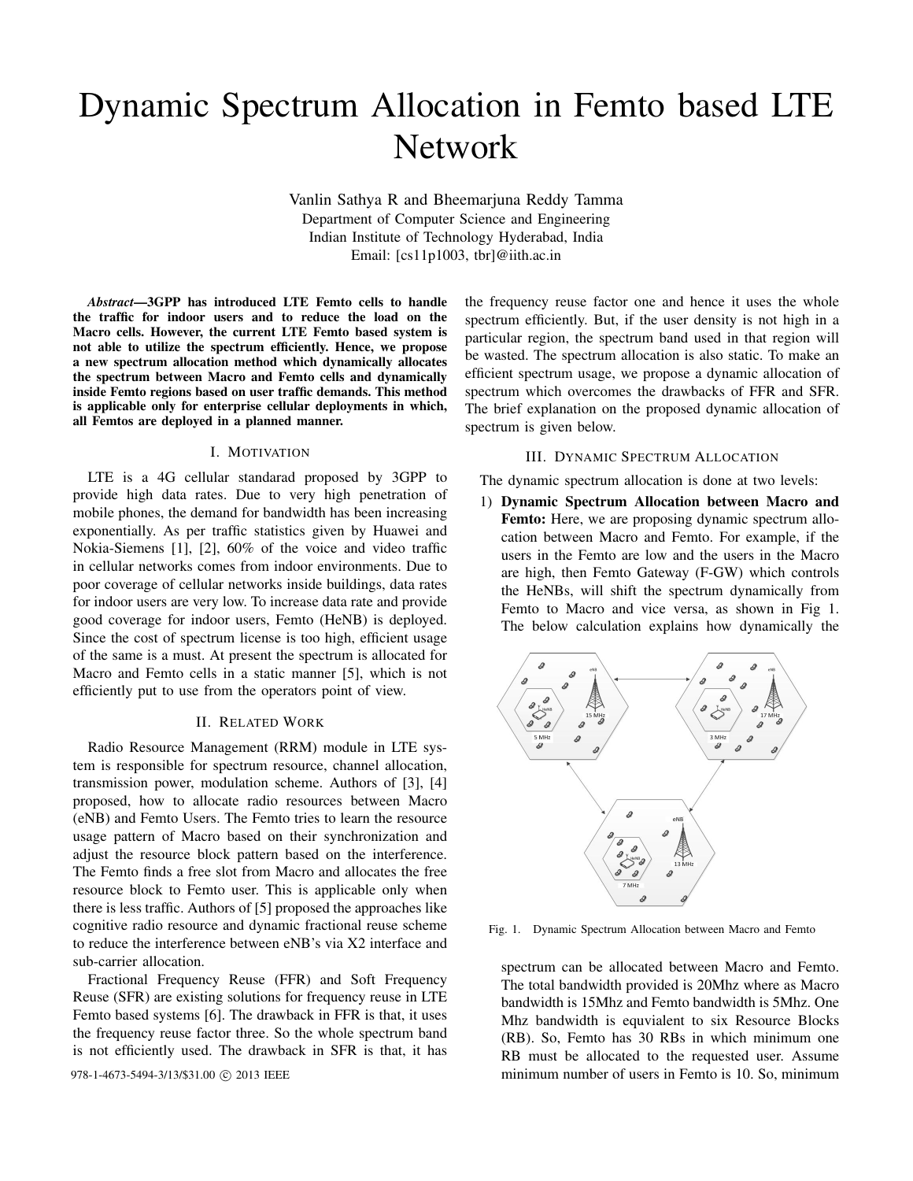# Dynamic Spectrum Allocation in Femto based LTE Network

Vanlin Sathya R and Bheemarjuna Reddy Tamma
Department of Computer Science and Engineering
Indian Institute of Technology Hyderabad, India
Email: [cs11p1003, tbr]@iith.ac.in

***Abstract*—3GPP has introduced LTE Femto cells to handle the traffic for indoor users and to reduce the load on the Macro cells. However, the current LTE Femto based system is not able to utilize the spectrum efficiently. Hence, we propose a new spectrum allocation method which dynamically allocates the spectrum between Macro and Femto cells and dynamically inside Femto regions based on user traffic demands. This method is applicable only for enterprise cellular deployments in which, all Femtos are deployed in a planned manner.**

## I. Motivation

LTE is a 4G cellular standarad proposed by 3GPP to provide high data rates. Due to very high penetration of mobile phones, the demand for bandwidth has been increasing exponentially. As per traffic statistics given by Huawei and Nokia-Siemens [1], [2], 60% of the voice and video traffic in cellular networks comes from indoor environments. Due to poor coverage of cellular networks inside buildings, data rates for indoor users are very low. To increase data rate and provide good coverage for indoor users, Femto (HeNB) is deployed. Since the cost of spectrum license is too high, efficient usage of the same is a must. At present the spectrum is allocated for Macro and Femto cells in a static manner [5], which is not efficiently put to use from the operators point of view.

## II. Related Work

Radio Resource Management (RRM) module in LTE system is responsible for spectrum resource, channel allocation, transmission power, modulation scheme. Authors of [3], [4] proposed, how to allocate radio resources between Macro (eNB) and Femto Users. The Femto tries to learn the resource usage pattern of Macro based on their synchronization and adjust the resource block pattern based on the interference. The Femto finds a free slot from Macro and allocates the free resource block to Femto user. This is applicable only when there is less traffic. Authors of [5] proposed the approaches like cognitive radio resource and dynamic fractional reuse scheme to reduce the interference between eNB's via X2 interface and sub-carrier allocation.

Fractional Frequency Reuse (FFR) and Soft Frequency Reuse (SFR) are existing solutions for frequency reuse in LTE Femto based systems [6]. The drawback in FFR is that, it uses the frequency reuse factor three. So the whole spectrum band is not efficiently used. The drawback in SFR is that, it has the frequency reuse factor one and hence it uses the whole spectrum efficiently. But, if the user density is not high in a particular region, the spectrum band used in that region will be wasted. The spectrum allocation is also static. To make an efficient spectrum usage, we propose a dynamic allocation of spectrum which overcomes the drawbacks of FFR and SFR. The brief explanation on the proposed dynamic allocation of spectrum is given below.

## III. Dynamic Spectrum Allocation

The dynamic spectrum allocation is done at two levels:

1) **Dynamic Spectrum Allocation between Macro and Femto:** Here, we are proposing dynamic spectrum allocation between Macro and Femto. For example, if the users in the Femto are low and the users in the Macro are high, then Femto Gateway (F-GW) which controls the HeNBs, will shift the spectrum dynamically from Femto to Macro and vice versa, as shown in Fig 1. The below calculation explains how dynamically the spectrum can be allocated between Macro and Femto. The total bandwidth provided is 20Mhz where as Macro bandwidth is 15Mhz and Femto bandwidth is 5Mhz. One Mhz bandwidth is equivalent to six Resource Blocks (RB). So, Femto has 30 RBs in which minimum one RB must be allocated to the requested user. Assume minimum number of users in Femto is 10. So, minimum

Fig. 1. Dynamic Spectrum Allocation between Macro and Femto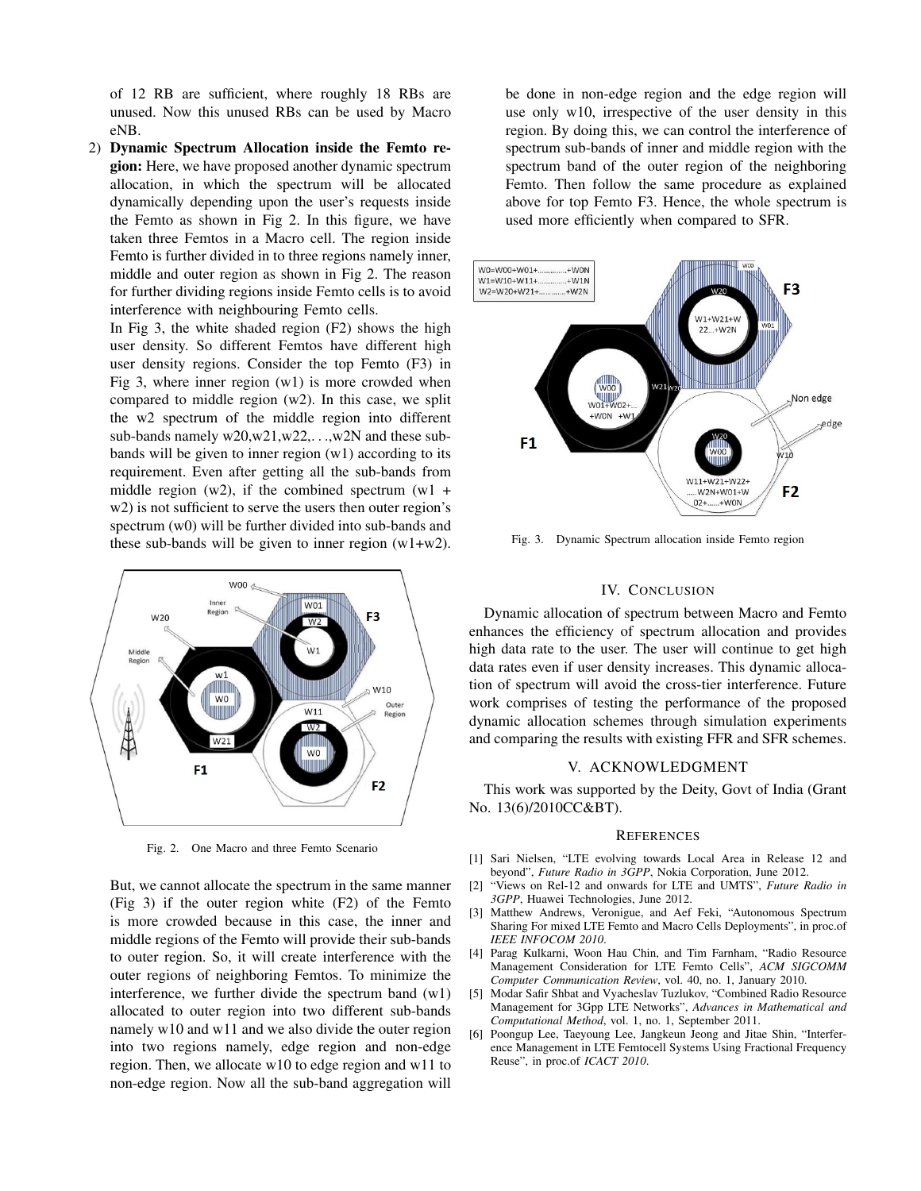of 12 RB are sufficient, where roughly 18 RBs are unused. Now this unused RBs can be used by Macro eNB.

2) **Dynamic Spectrum Allocation inside the Femto region:** Here, we have proposed another dynamic spectrum allocation, in which the spectrum will be allocated dynamically depending upon the user's requests inside the Femto as shown in Fig 2. In this figure, we have taken three Femtos in a Macro cell. The region inside Femto is further divided in to three regions namely inner, middle and outer region as shown in Fig 2. The reason for further dividing regions inside Femto cells is to avoid interference with neighbouring Femto cells.

   In Fig 3, the white shaded region (F2) shows the high user density. So different Femtos have different high user density regions. Consider the top Femto (F3) in Fig 3, where inner region (w1) is more crowded when compared to middle region (w2). In this case, we split the w2 spectrum of the middle region into different sub-bands namely w20,w21,w22,. . .,w2N and these sub-bands will be given to inner region (w1) according to its requirement. Even after getting all the sub-bands from middle region (w2), if the combined spectrum (w1 + w2) is not sufficient to serve the users then outer region's spectrum (w0) will be further divided into sub-bands and these sub-bands will be given to inner region (w1+w2).

Fig. 2. One Macro and three Femto Scenario

But, we cannot allocate the spectrum in the same manner (Fig 3) if the outer region white (F2) of the Femto is more crowded because in this case, the inner and middle regions of the Femto will provide their sub-bands to outer region. So, it will create interference with the outer regions of neighboring Femtos. To minimize the interference, we further divide the spectrum band (w1) allocated to outer region into two different sub-bands namely w10 and w11 and we also divide the outer region into two regions namely, edge region and non-edge region. Then, we allocate w10 to edge region and w11 to non-edge region. Now all the sub-band aggregation will be done in non-edge region and the edge region will use only w10, irrespective of the user density in this region. By doing this, we can control the interference of spectrum sub-bands of inner and middle region with the spectrum band of the outer region of the neighboring Femto. Then follow the same procedure as explained above for top Femto F3. Hence, the whole spectrum is used more efficiently when compared to SFR.

Fig. 3. Dynamic Spectrum allocation inside Femto region

## IV. Conclusion

Dynamic allocation of spectrum between Macro and Femto enhances the efficiency of spectrum allocation and provides high data rate to the user. The user will continue to get high data rates even if user density increases. This dynamic allocation of spectrum will avoid the cross-tier interference. Future work comprises of testing the performance of the proposed dynamic allocation schemes through simulation experiments and comparing the results with existing FFR and SFR schemes.

## V. Acknowledgment

This work was supported by the Deity, Govt of India (Grant No. 13(6)/2010CC&BT).

## References

[1] Sari Nielsen, "LTE evolving towards Local Area in Release 12 and beyond", *Future Radio in 3GPP*, Nokia Corporation, June 2012.

[2] "Views on Rel-12 and onwards for LTE and UMTS", *Future Radio in 3GPP*, Huawei Technologies, June 2012.

[3] Matthew Andrews, Veronigue, and Aef Feki, "Autonomous Spectrum Sharing For mixed LTE Femto and Macro Cells Deployments", in proc.of *IEEE INFOCOM 2010*.

[4] Parag Kulkarni, Woon Hau Chin, and Tim Farnham, "Radio Resource Management Consideration for LTE Femto Cells", *ACM SIGCOMM Computer Communication Review*, vol. 40, no. 1, January 2010.

[5] Modar Safir Shbat and Vyacheslav Tuzlukov, "Combined Radio Resource Management for 3Gpp LTE Networks", *Advances in Mathematical and Computational Method*, vol. 1, no. 1, September 2011.

[6] Poongup Lee, Taeyoung Lee, Jangkeun Jeong and Jitae Shin, "Interference Management in LTE Femtocell Systems Using Fractional Frequency Reuse", in proc.of *ICACT 2010*.